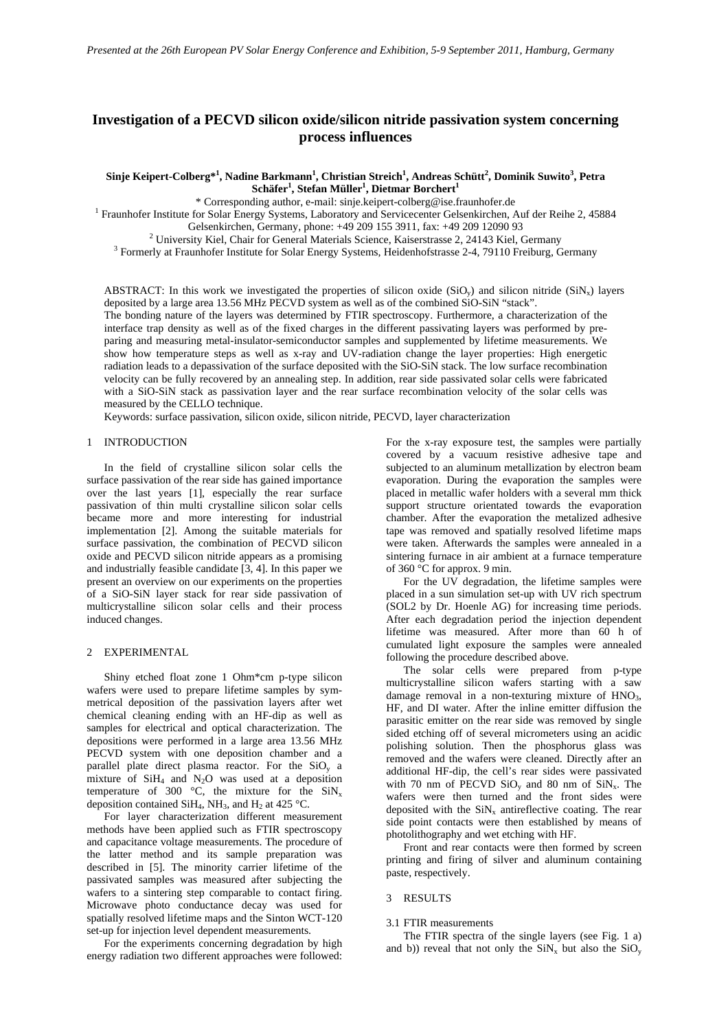*Presented at the 26th European PV Solar Energy Conference and Exhibition, 5-9 September 2011, Hamburg, Germany*

# Investigation of a PECVD silicon oxide/silicon nitride passivation system concerning process influences

**Sinje Keipert-Colberg*[1], Nadine Barkmann[1], Christian Streich[1], Andreas Schütt[2], Dominik Suwito[3], Petra Schäfer[1], Stefan Müller[1], Dietmar Borchert[1]**

* Corresponding author, e-mail: sinje.keipert-colberg@ise.fraunhofer.de

[1] Fraunhofer Institute for Solar Energy Systems, Laboratory and Servicecenter Gelsenkirchen, Auf der Reihe 2, 45884 Gelsenkirchen, Germany, phone: +49 209 155 3911, fax: +49 209 12090 93

[2] University Kiel, Chair for General Materials Science, Kaiserstrasse 2, 24143 Kiel, Germany

[3] Formerly at Fraunhofer Institute for Solar Energy Systems, Heidenhofstrasse 2-4, 79110 Freiburg, Germany

ABSTRACT: In this work we investigated the properties of silicon oxide ($SiO_y$) and silicon nitride ($SiN_x$) layers deposited by a large area 13.56 MHz PECVD system as well as of the combined SiO-SiN "stack".
The bonding nature of the layers was determined by FTIR spectroscopy. Furthermore, a characterization of the interface trap density as well as of the fixed charges in the different passivating layers was performed by preparing and measuring metal-insulator-semiconductor samples and supplemented by lifetime measurements. We show how temperature steps as well as x-ray and UV-radiation change the layer properties: High energetic radiation leads to a depassivation of the surface deposited with the SiO-SiN stack. The low surface recombination velocity can be fully recovered by an annealing step. In addition, rear side passivated solar cells were fabricated with a SiO-SiN stack as passivation layer and the rear surface recombination velocity of the solar cells was measured by the CELLO technique.
Keywords: surface passivation, silicon oxide, silicon nitride, PECVD, layer characterization

## 1 INTRODUCTION

In the field of crystalline silicon solar cells the surface passivation of the rear side has gained importance over the last years [1], especially the rear surface passivation of thin multi crystalline silicon solar cells became more and more interesting for industrial implementation [2]. Among the suitable materials for surface passivation, the combination of PECVD silicon oxide and PECVD silicon nitride appears as a promising and industrially feasible candidate [3, 4]. In this paper we present an overview on our experiments on the properties of a SiO-SiN layer stack for rear side passivation of multicrystalline silicon solar cells and their process induced changes.

## 2 EXPERIMENTAL

Shiny etched float zone 1 Ohm*cm p-type silicon wafers were used to prepare lifetime samples by symmetrical deposition of the passivation layers after wet chemical cleaning ending with an HF-dip as well as samples for electrical and optical characterization. The depositions were performed in a large area 13.56 MHz PECVD system with one deposition chamber and a parallel plate direct plasma reactor. For the $SiO_y$ a mixture of $SiH_4$ and $N_2O$ was used at a deposition temperature of 300 °C, the mixture for the $SiN_x$ deposition contained $SiH_4$, $NH_3$, and $H_2$ at 425 °C.

For layer characterization different measurement methods have been applied such as FTIR spectroscopy and capacitance voltage measurements. The procedure of the latter method and its sample preparation was described in [5]. The minority carrier lifetime of the passivated samples was measured after subjecting the wafers to a sintering step comparable to contact firing. Microwave photo conductance decay was used for spatially resolved lifetime maps and the Sinton WCT-120 set-up for injection level dependent measurements.

For the experiments concerning degradation by high energy radiation two different approaches were followed: For the x-ray exposure test, the samples were partially covered by a vacuum resistive adhesive tape and subjected to an aluminum metallization by electron beam evaporation. During the evaporation the samples were placed in metallic wafer holders with a several mm thick support structure orientated towards the evaporation chamber. After the evaporation the metalized adhesive tape was removed and spatially resolved lifetime maps were taken. Afterwards the samples were annealed in a sintering furnace in air ambient at a furnace temperature of 360 °C for approx. 9 min.

For the UV degradation, the lifetime samples were placed in a sun simulation set-up with UV rich spectrum (SOL2 by Dr. Hoenle AG) for increasing time periods. After each degradation period the injection dependent lifetime was measured. After more than 60 h of cumulated light exposure the samples were annealed following the procedure described above.

The solar cells were prepared from p-type multicrystalline silicon wafers starting with a saw damage removal in a non-texturing mixture of $HNO_3$, HF, and DI water. After the inline emitter diffusion the parasitic emitter on the rear side was removed by single sided etching off of several micrometers using an acidic polishing solution. Then the phosphorus glass was removed and the wafers were cleaned. Directly after an additional HF-dip, the cell's rear sides were passivated with 70 nm of PECVD $SiO_y$ and 80 nm of $SiN_x$. The wafers were then turned and the front sides were deposited with the $SiN_x$ antireflective coating. The rear side point contacts were then established by means of photolithography and wet etching with HF.

Front and rear contacts were then formed by screen printing and firing of silver and aluminum containing paste, respectively.

## 3 RESULTS

### 3.1 FTIR measurements

The FTIR spectra of the single layers (see Fig. 1 a) and b)) reveal that not only the $SiN_x$ but also the $SiO_y$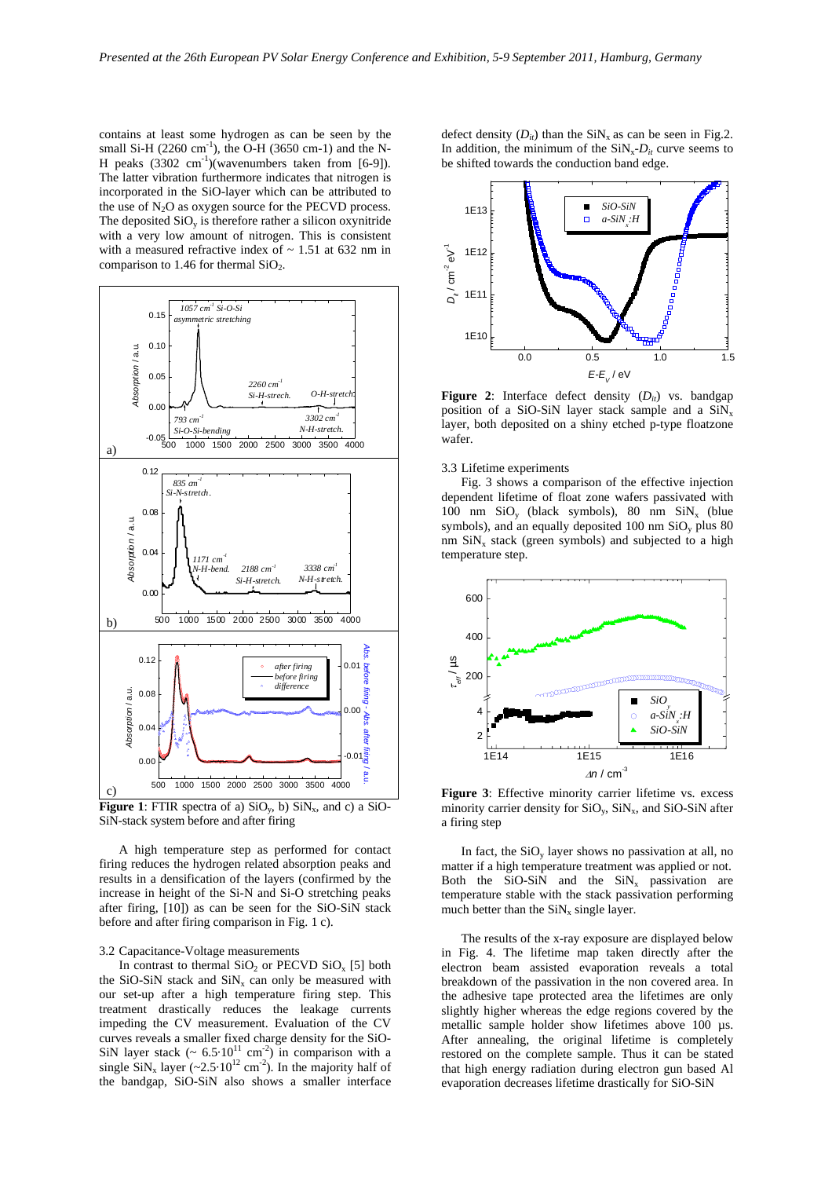contains at least some hydrogen as can be seen by the small Si-H (2260 $cm^{-1}$), the O-H (3650 cm-1) and the N-H peaks (3302 $cm^{-1}$)(wavenumbers taken from [6-9]). The latter vibration furthermore indicates that nitrogen is incorporated in the SiO-layer which can be attributed to the use of $N_2O$ as oxygen source for the PECVD process. The deposited $SiO_y$ is therefore rather a silicon oxynitride with a very low amount of nitrogen. This is consistent with a measured refractive index of ~ 1.51 at 632 nm in comparison to 1.46 for thermal $SiO_2$.

**Figure 1**: FTIR spectra of a) $SiO_y$, b) $SiN_x$, and c) a SiO-SiN-stack system before and after firing

A high temperature step as performed for contact firing reduces the hydrogen related absorption peaks and results in a densification of the layers (confirmed by the increase in height of the Si-N and Si-O stretching peaks after firing, [10]) as can be seen for the SiO-SiN stack before and after firing comparison in Fig. 1 c).

3.2 Capacitance-Voltage measurements

In contrast to thermal $SiO_2$ or PECVD $SiO_x$ [5] both the SiO-SiN stack and $SiN_x$ can only be measured with our set-up after a high temperature firing step. This treatment drastically reduces the leakage currents impeding the CV measurement. Evaluation of the CV curves reveals a smaller fixed charge density for the SiO-SiN layer stack (~ $6.5 \cdot 10^{11}$ $cm^{-2}$) in comparison with a single $SiN_x$ layer (~$2.5 \cdot 10^{12}$ $cm^{-2}$). In the majority half of the bandgap, SiO-SiN also shows a smaller interface defect density ($D_{it}$) than the $SiN_x$ as can be seen in Fig.2. In addition, the minimum of the $SiN_x$-$D_{it}$ curve seems to be shifted towards the conduction band edge.

**Figure 2**: Interface defect density ($D_{it}$) vs. bandgap position of a SiO-SiN layer stack sample and a $SiN_x$ layer, both deposited on a shiny etched p-type floatzone wafer.

3.3 Lifetime experiments

Fig. 3 shows a comparison of the effective injection dependent lifetime of float zone wafers passivated with 100 nm $SiO_y$ (black symbols), 80 nm $SiN_x$ (blue symbols), and an equally deposited 100 nm $SiO_y$ plus 80 nm $SiN_x$ stack (green symbols) and subjected to a high temperature step.

**Figure 3**: Effective minority carrier lifetime vs. excess minority carrier density for $SiO_y$, $SiN_x$, and SiO-SiN after a firing step

In fact, the $SiO_y$ layer shows no passivation at all, no matter if a high temperature treatment was applied or not. Both the SiO-SiN and the $SiN_x$ passivation are temperature stable with the stack passivation performing much better than the $SiN_x$ single layer.

The results of the x-ray exposure are displayed below in Fig. 4. The lifetime map taken directly after the electron beam assisted evaporation reveals a total breakdown of the passivation in the non covered area. In the adhesive tape protected area the lifetimes are only slightly higher whereas the edge regions covered by the metallic sample holder show lifetimes above 100 µs. After annealing, the original lifetime is completely restored on the complete sample. Thus it can be stated that high energy radiation during electron gun based Al evaporation decreases lifetime drastically for SiO-SiN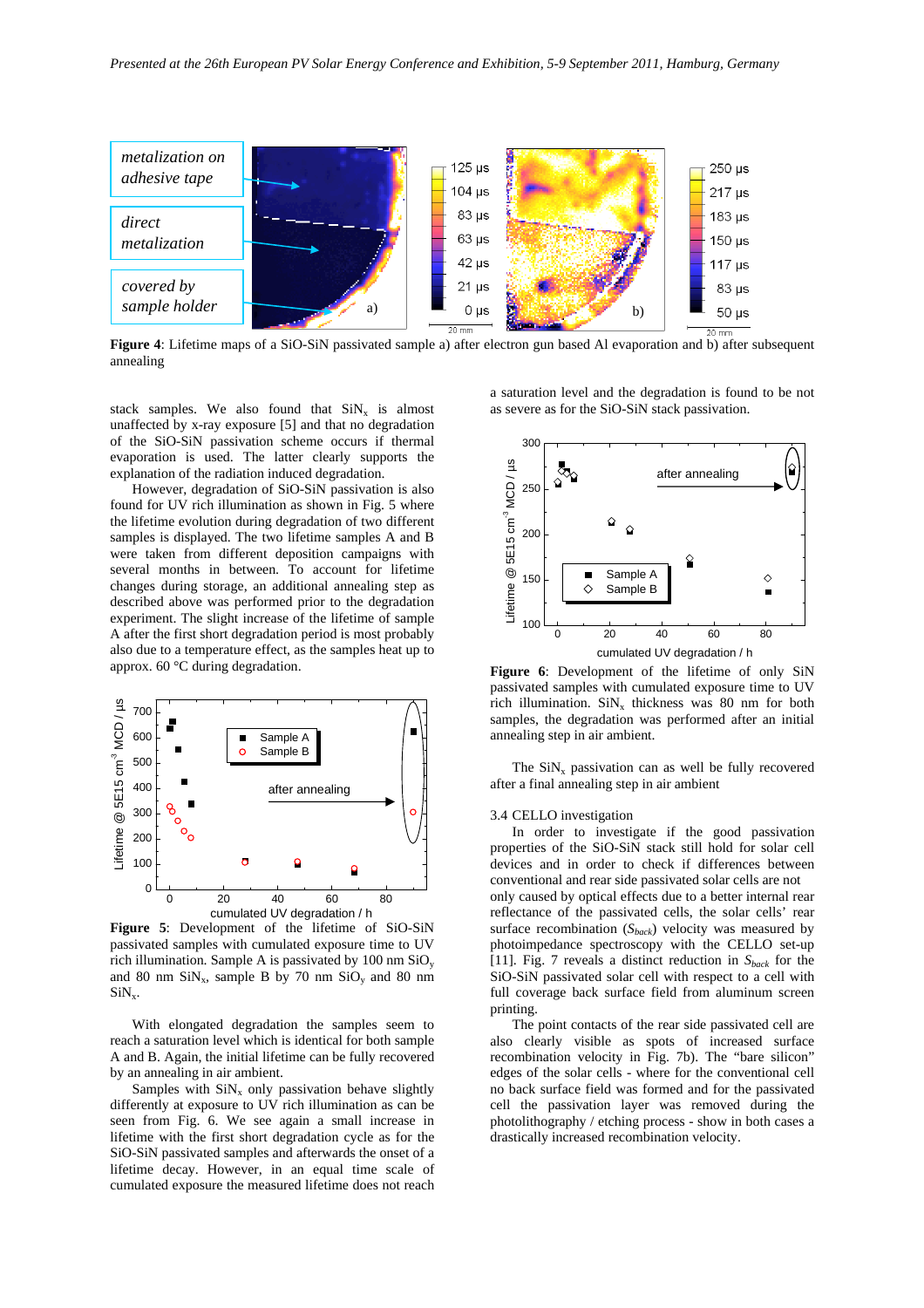metalization on adhesive tape

direct metalization

covered by sample holder

125 µs
104 µs
83 µs
63 µs
42 µs
21 µs
0 µs

a)

20 mm

250 µs
217 µs
183 µs
150 µs
117 µs
83 µs
50 µs

b)

20 mm

**Figure 4**: Lifetime maps of a SiO-SiN passivated sample a) after electron gun based Al evaporation and b) after subsequent annealing

stack samples. We also found that $SiN_x$ is almost unaffected by x-ray exposure [5] and that no degradation of the SiO-SiN passivation scheme occurs if thermal evaporation is used. The latter clearly supports the explanation of the radiation induced degradation.

However, degradation of SiO-SiN passivation is also found for UV rich illumination as shown in Fig. 5 where the lifetime evolution during degradation of two different samples is displayed. The two lifetime samples A and B were taken from different deposition campaigns with several months in between. To account for lifetime changes during storage, an additional annealing step as described above was performed prior to the degradation experiment. The slight increase of the lifetime of sample A after the first short degradation period is most probably also due to a temperature effect, as the samples heat up to approx. 60 °C during degradation.

Lifetime @ 5E15 cm$^{-3}$ MCD / µs
0
100
200
300
400
500
600
700
cumulated UV degradation / h
0
20
40
60
80
Sample A
Sample B
after annealing

**Figure 5**: Development of the lifetime of SiO-SiN passivated samples with cumulated exposure time to UV rich illumination. Sample A is passivated by 100 nm $SiO_y$ and 80 nm $SiN_x$, sample B by 70 nm $SiO_y$ and 80 nm $SiN_x$.

With elongated degradation the samples seem to reach a saturation level which is identical for both sample A and B. Again, the initial lifetime can be fully recovered by an annealing in air ambient.

Samples with $SiN_x$ only passivation behave slightly differently at exposure to UV rich illumination as can be seen from Fig. 6. We see again a small increase in lifetime with the first short degradation cycle as for the SiO-SiN passivated samples and afterwards the onset of a lifetime decay. However, in an equal time scale of cumulated exposure the measured lifetime does not reach a saturation level and the degradation is found to be not as severe as for the SiO-SiN stack passivation.

Lifetime @ 5E15 cm$^{-3}$ MCD / µs
100
150
200
250
300
cumulated UV degradation / h
0
20
40
60
80
after annealing
Sample A
Sample B

**Figure 6**: Development of the lifetime of only SiN passivated samples with cumulated exposure time to UV rich illumination. $SiN_x$ thickness was 80 nm for both samples, the degradation was performed after an initial annealing step in air ambient.

The $SiN_x$ passivation can as well be fully recovered after a final annealing step in air ambient

### 3.4 CELLO investigation

In order to investigate if the good passivation properties of the SiO-SiN stack still hold for solar cell devices and in order to check if differences between conventional and rear side passivated solar cells are not only caused by optical effects due to a better internal rear reflectance of the passivated cells, the solar cells' rear surface recombination ($S_{back}$) velocity was measured by photoimpedance spectroscopy with the CELLO set-up [11]. Fig. 7 reveals a distinct reduction in $S_{back}$ for the SiO-SiN passivated solar cell with respect to a cell with full coverage back surface field from aluminum screen printing.

The point contacts of the rear side passivated cell are also clearly visible as spots of increased surface recombination velocity in Fig. 7b). The "bare silicon" edges of the solar cells - where for the conventional cell no back surface field was formed and for the passivated cell the passivation layer was removed during the photolithography / etching process - show in both cases a drastically increased recombination velocity.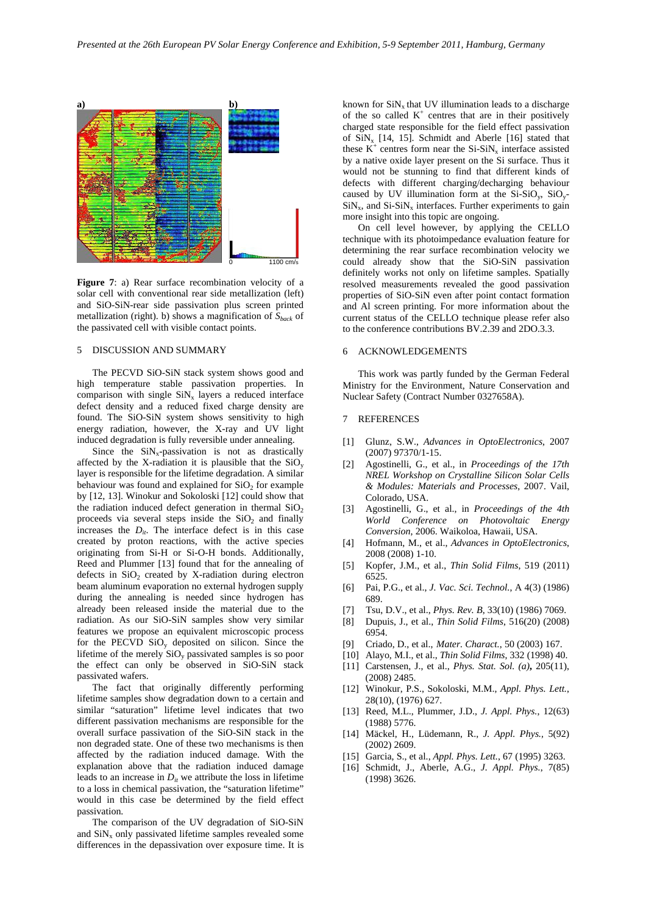a)

b)

0

1100 cm/s

**Figure 7**: a) Rear surface recombination velocity of a solar cell with conventional rear side metallization (left) and SiO-SiN-rear side passivation plus screen printed metallization (right). b) shows a magnification of $S_{back}$ of the passivated cell with visible contact points.

## 5 DISCUSSION AND SUMMARY

The PECVD SiO-SiN stack system shows good and high temperature stable passivation properties. In comparison with single $SiN_x$ layers a reduced interface defect density and a reduced fixed charge density are found. The SiO-SiN system shows sensitivity to high energy radiation, however, the X-ray and UV light induced degradation is fully reversible under annealing.

Since the $SiN_x$-passivation is not as drastically affected by the X-radiation it is plausible that the $SiO_y$ layer is responsible for the lifetime degradation. A similar behaviour was found and explained for $SiO_2$ for example by [12, 13]. Winokur and Sokoloski [12] could show that the radiation induced defect generation in thermal $SiO_2$ proceeds via several steps inside the $SiO_2$ and finally increases the $D_{it}$. The interface defect is in this case created by proton reactions, with the active species originating from Si-H or Si-O-H bonds. Additionally, Reed and Plummer [13] found that for the annealing of defects in $SiO_2$ created by X-radiation during electron beam aluminum evaporation no external hydrogen supply during the annealing is needed since hydrogen has already been released inside the material due to the radiation. As our SiO-SiN samples show very similar features we propose an equivalent microscopic process for the PECVD $SiO_y$ deposited on silicon. Since the lifetime of the merely $SiO_y$ passivated samples is so poor the effect can only be observed in SiO-SiN stack passivated wafers.

The fact that originally differently performing lifetime samples show degradation down to a certain and similar "saturation" lifetime level indicates that two different passivation mechanisms are responsible for the overall surface passivation of the SiO-SiN stack in the non degraded state. One of these two mechanisms is then affected by the radiation induced damage. With the explanation above that the radiation induced damage leads to an increase in $D_{it}$ we attribute the loss in lifetime to a loss in chemical passivation, the "saturation lifetime" would in this case be determined by the field effect passivation.

The comparison of the UV degradation of SiO-SiN and $SiN_x$ only passivated lifetime samples revealed some differences in the depassivation over exposure time. It is known for $SiN_x$ that UV illumination leads to a discharge of the so called $K^+$ centres that are in their positively charged state responsible for the field effect passivation of $SiN_x$ [14, 15]. Schmidt and Aberle [16] stated that these $K^+$ centres form near the Si-$SiN_x$ interface assisted by a native oxide layer present on the Si surface. Thus it would not be stunning to find that different kinds of defects with different charging/decharging behaviour caused by UV illumination form at the Si-$SiO_y$, $SiO_y$-$SiN_x$, and Si-$SiN_x$ interfaces. Further experiments to gain more insight into this topic are ongoing.

On cell level however, by applying the CELLO technique with its photoimpedance evaluation feature for determining the rear surface recombination velocity we could already show that the SiO-SiN passivation definitely works not only on lifetime samples. Spatially resolved measurements revealed the good passivation properties of SiO-SiN even after point contact formation and Al screen printing. For more information about the current status of the CELLO technique please refer also to the conference contributions BV.2.39 and 2DO.3.3.

## 6 ACKNOWLEDGEMENTS

This work was partly funded by the German Federal Ministry for the Environment, Nature Conservation and Nuclear Safety (Contract Number 0327658A).

## 7 REFERENCES

[1] Glunz, S.W., *Advances in OptoElectronics*, 2007 (2007) 97370/1-15.

[2] Agostinelli, G., et al., in *Proceedings of the 17th NREL Workshop on Crystalline Silicon Solar Cells & Modules: Materials and Processes*, 2007. Vail, Colorado, USA.

[3] Agostinelli, G., et al., in *Proceedings of the 4th World Conference on Photovoltaic Energy Conversion*, 2006. Waikoloa, Hawaii, USA.

[4] Hofmann, M., et al., *Advances in OptoElectronics*, 2008 (2008) 1-10.

[5] Kopfer, J.M., et al., *Thin Solid Films*, 519 (2011) 6525.

[6] Pai, P.G., et al., *J. Vac. Sci. Technol.*, A 4(3) (1986) 689.

[7] Tsu, D.V., et al., *Phys. Rev. B*, 33(10) (1986) 7069.

[8] Dupuis, J., et al., *Thin Solid Films*, 516(20) (2008) 6954.

[9] Criado, D., et al., *Mater. Charact.*, 50 (2003) 167.

[10] Alayo, M.I., et al., *Thin Solid Films*, 332 (1998) 40.

[11] Carstensen, J., et al., *Phys. Stat. Sol. (a)*, 205(11), (2008) 2485.

[12] Winokur, P.S., Sokoloski, M.M., *Appl. Phys. Lett.*, 28(10), (1976) 627.

[13] Reed, M.L., Plummer, J.D., *J. Appl. Phys.*, 12(63) (1988) 5776.

[14] Mäckel, H., Lüdemann, R., *J. Appl. Phys.*, 5(92) (2002) 2609.

[15] Garcia, S., et al., *Appl. Phys. Lett.*, 67 (1995) 3263.

[16] Schmidt, J., Aberle, A.G., *J. Appl. Phys.*, 7(85) (1998) 3626.